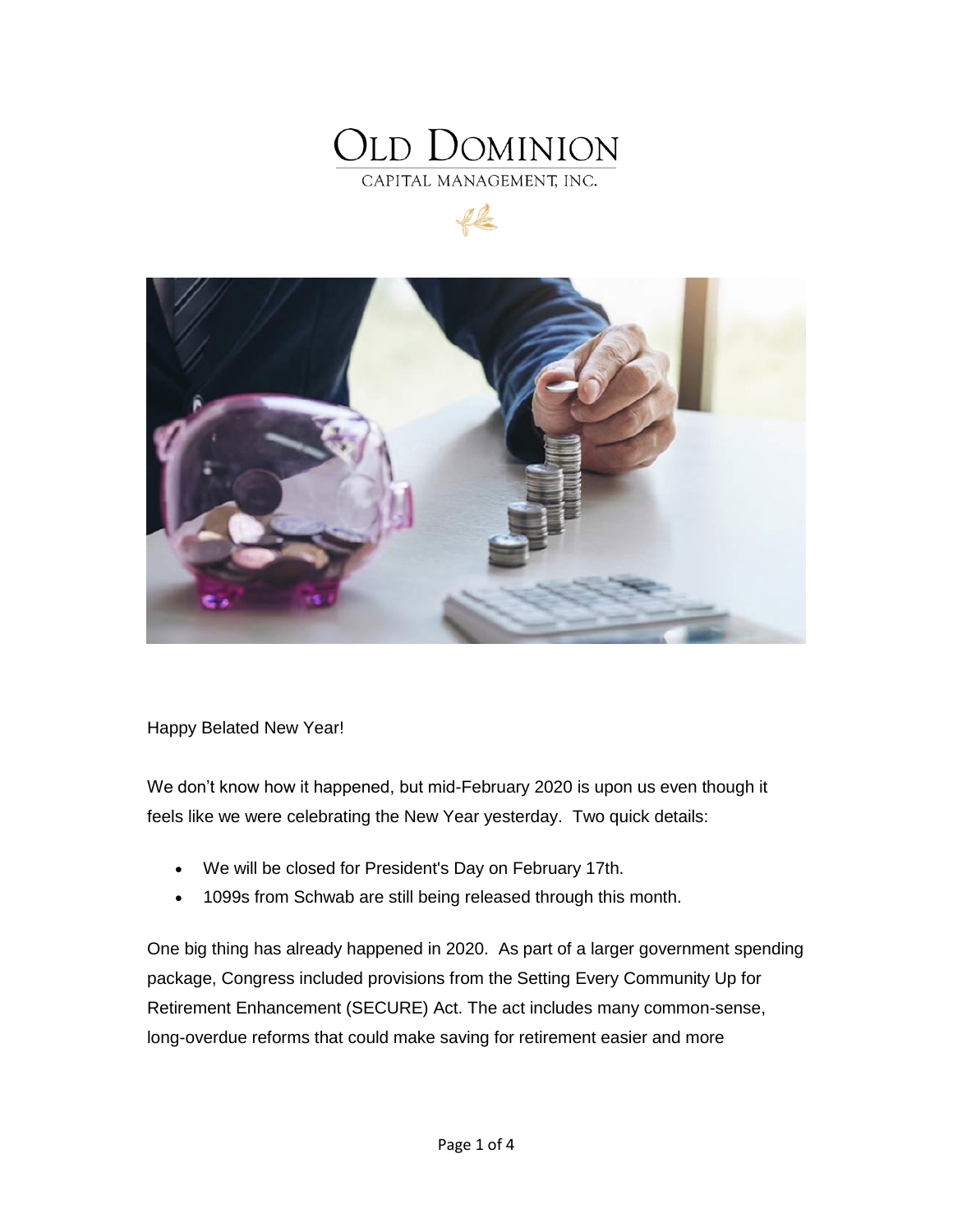# Old Dominion

CAPITAL MANAGEMENT, INC.

Happy Belated New Year!

We don't know how it happened, but mid-February 2020 is upon us even though it feels like we were celebrating the New Year yesterday. Two quick details:

- We will be closed for President's Day on February 17th.
- 1099s from Schwab are still being released through this month.

One big thing has already happened in 2020. As part of a larger government spending package, Congress included provisions from the Setting Every Community Up for Retirement Enhancement (SECURE) Act. The act includes many common-sense, long-overdue reforms that could make saving for retirement easier and more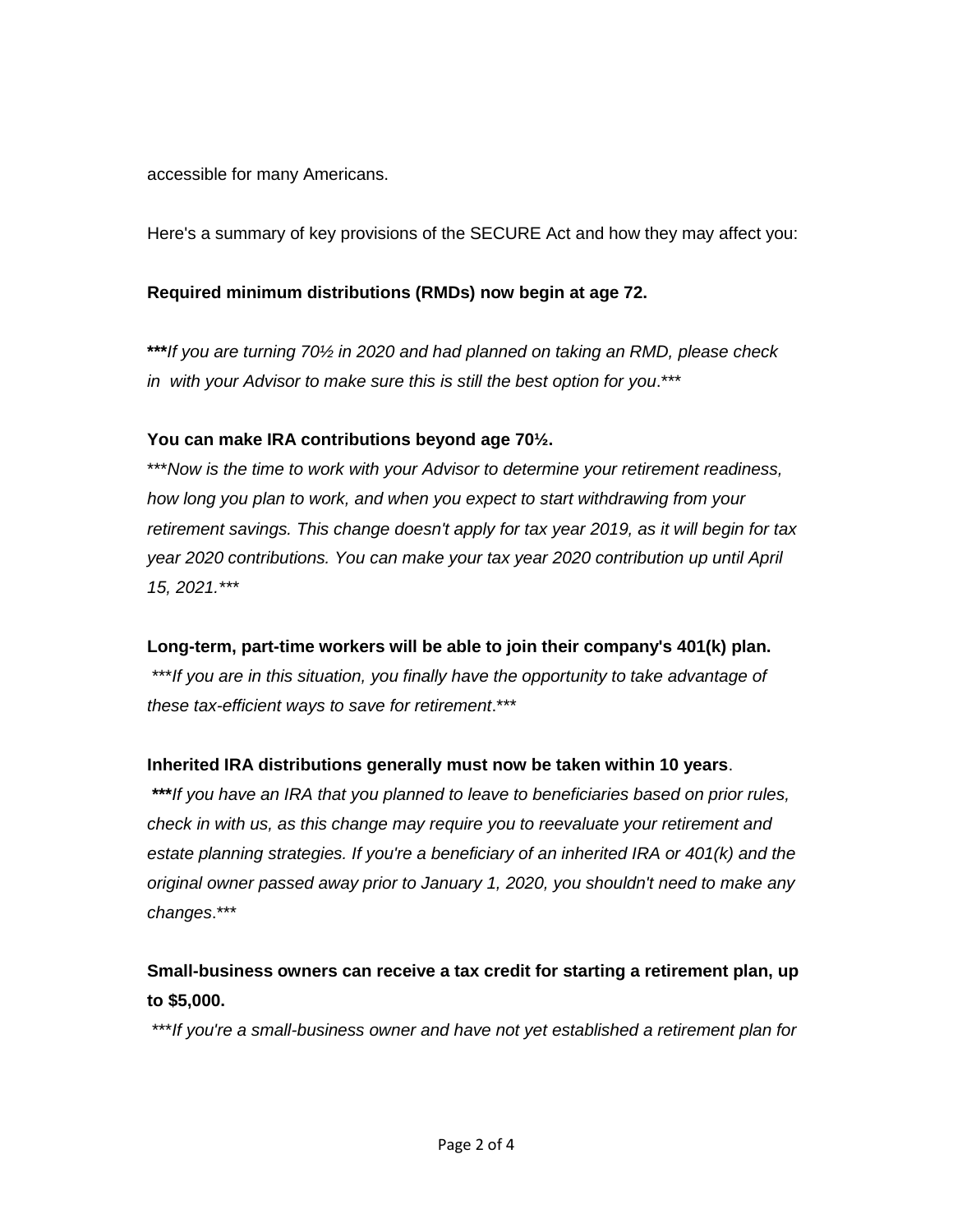accessible for many Americans.

Here's a summary of key provisions of the SECURE Act and how they may affect you:

**Required minimum distributions (RMDs) now begin at age 72.**

**\*\*\***_If you are turning 70½ in 2020 and had planned on taking an RMD, please check in with your Advisor to make sure this is still the best option for you_.\*\*\*

**You can make IRA contributions beyond age 70½.**

\*\*\*_Now is the time to work with your Advisor to determine your retirement readiness, how long you plan to work, and when you expect to start withdrawing from your retirement savings. This change doesn't apply for tax year 2019, as it will begin for tax year 2020 contributions. You can make your tax year 2020 contribution up until April 15, 2021._\*\*\*

**Long-term, part-time workers will be able to join their company's 401(k) plan.**

\*\*\*_If you are in this situation, you finally have the opportunity to take advantage of these tax-efficient ways to save for retirement_.\*\*\*

**Inherited IRA distributions generally must now be taken within 10 years**.

**\*\*\***_If you have an IRA that you planned to leave to beneficiaries based on prior rules, check in with us, as this change may require you to reevaluate your retirement and estate planning strategies. If you're a beneficiary of an inherited IRA or 401(k) and the original owner passed away prior to January 1, 2020, you shouldn't need to make any changes_.\*\*\*

**Small-business owners can receive a tax credit for starting a retirement plan, up to $5,000.**

\*\*\*_If you're a small-business owner and have not yet established a retirement plan for_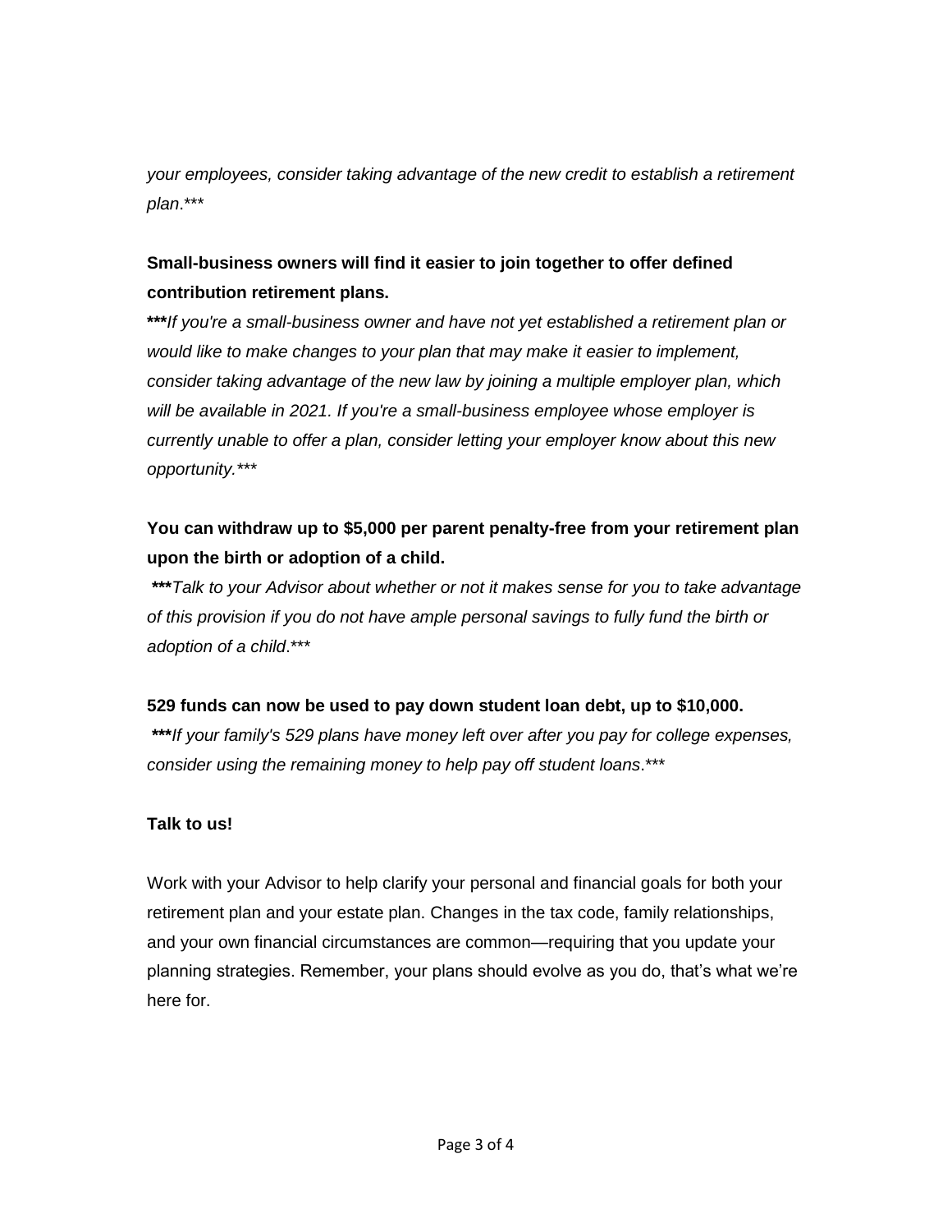*your employees, consider taking advantage of the new credit to establish a retirement plan.****

**Small-business owners will find it easier to join together to offer defined contribution retirement plans.**

*****If you're a small-business owner and have not yet established a retirement plan or would like to make changes to your plan that may make it easier to implement, consider taking advantage of the new law by joining a multiple employer plan, which will be available in 2021. If you're a small-business employee whose employer is currently unable to offer a plan, consider letting your employer know about this new opportunity.****

**You can withdraw up to $5,000 per parent penalty-free from your retirement plan upon the birth or adoption of a child.**

*****Talk to your Advisor about whether or not it makes sense for you to take advantage of this provision if you do not have ample personal savings to fully fund the birth or adoption of a child.****

**529 funds can now be used to pay down student loan debt, up to $10,000.**

*****If your family's 529 plans have money left over after you pay for college expenses, consider using the remaining money to help pay off student loans.****

**Talk to us!**

Work with your Advisor to help clarify your personal and financial goals for both your retirement plan and your estate plan. Changes in the tax code, family relationships, and your own financial circumstances are common—requiring that you update your planning strategies. Remember, your plans should evolve as you do, that's what we're here for.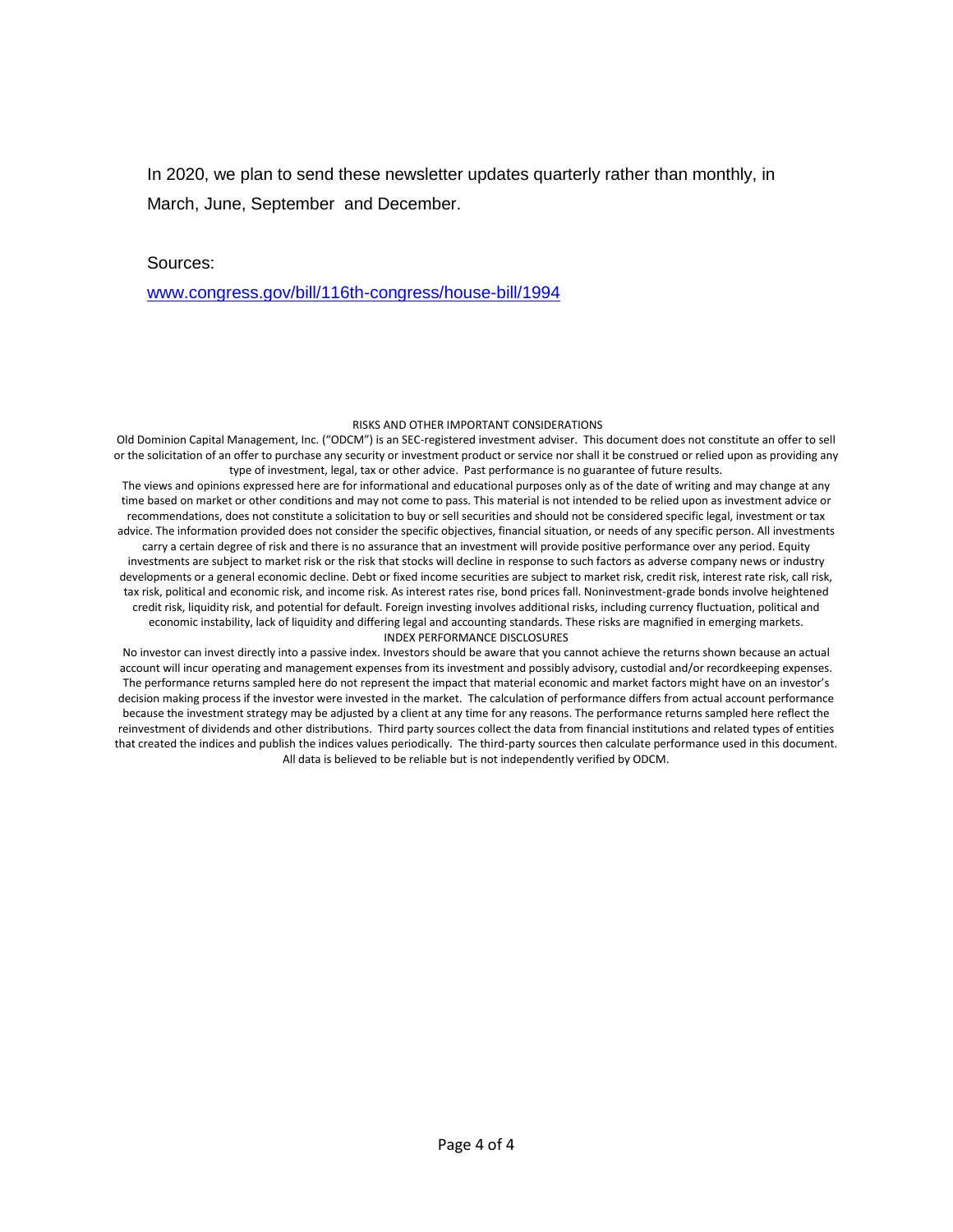In 2020, we plan to send these newsletter updates quarterly rather than monthly, in March, June, September and December.

Sources:

[www.congress.gov/bill/116th-congress/house-bill/1994](www.congress.gov/bill/116th-congress/house-bill/1994)

RISKS AND OTHER IMPORTANT CONSIDERATIONS

Old Dominion Capital Management, Inc. ("ODCM") is an SEC-registered investment adviser. This document does not constitute an offer to sell or the solicitation of an offer to purchase any security or investment product or service nor shall it be construed or relied upon as providing any type of investment, legal, tax or other advice. Past performance is no guarantee of future results.

The views and opinions expressed here are for informational and educational purposes only as of the date of writing and may change at any time based on market or other conditions and may not come to pass. This material is not intended to be relied upon as investment advice or recommendations, does not constitute a solicitation to buy or sell securities and should not be considered specific legal, investment or tax advice. The information provided does not consider the specific objectives, financial situation, or needs of any specific person. All investments carry a certain degree of risk and there is no assurance that an investment will provide positive performance over any period. Equity investments are subject to market risk or the risk that stocks will decline in response to such factors as adverse company news or industry developments or a general economic decline. Debt or fixed income securities are subject to market risk, credit risk, interest rate risk, call risk, tax risk, political and economic risk, and income risk. As interest rates rise, bond prices fall. Noninvestment-grade bonds involve heightened credit risk, liquidity risk, and potential for default. Foreign investing involves additional risks, including currency fluctuation, political and economic instability, lack of liquidity and differing legal and accounting standards. These risks are magnified in emerging markets.

INDEX PERFORMANCE DISCLOSURES

No investor can invest directly into a passive index. Investors should be aware that you cannot achieve the returns shown because an actual account will incur operating and management expenses from its investment and possibly advisory, custodial and/or recordkeeping expenses. The performance returns sampled here do not represent the impact that material economic and market factors might have on an investor's decision making process if the investor were invested in the market. The calculation of performance differs from actual account performance because the investment strategy may be adjusted by a client at any time for any reasons. The performance returns sampled here reflect the reinvestment of dividends and other distributions. Third party sources collect the data from financial institutions and related types of entities that created the indices and publish the indices values periodically. The third-party sources then calculate performance used in this document. All data is believed to be reliable but is not independently verified by ODCM.